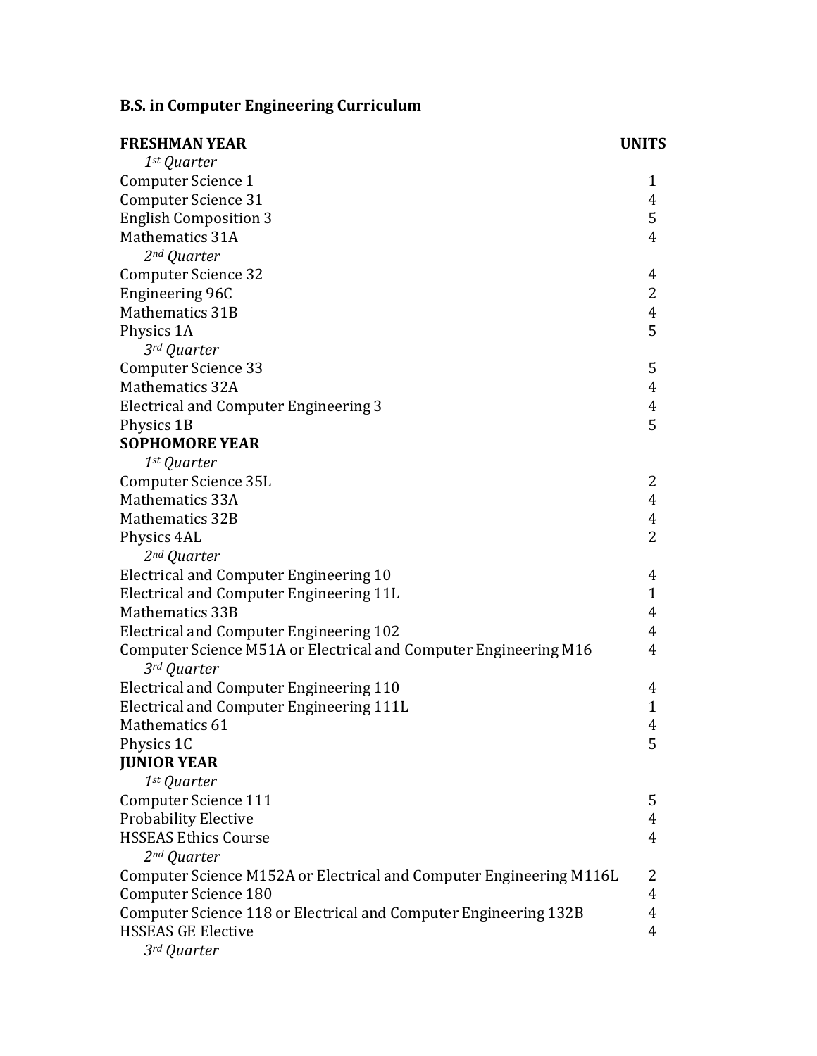## B.S. in Computer Engineering Curriculum

| FRESHMAN YEAR | UNITS |
|---|---|
| *1st Quarter* | |
| Computer Science 1 | 1 |
| Computer Science 31 | 4 |
| English Composition 3 | 5 |
| Mathematics 31A | 4 |
| *2nd Quarter* | |
| Computer Science 32 | 4 |
| Engineering 96C | 2 |
| Mathematics 31B | 4 |
| Physics 1A | 5 |
| *3rd Quarter* | |
| Computer Science 33 | 5 |
| Mathematics 32A | 4 |
| Electrical and Computer Engineering 3 | 4 |
| Physics 1B | 5 |
| **SOPHOMORE YEAR** | |
| *1st Quarter* | |
| Computer Science 35L | 2 |
| Mathematics 33A | 4 |
| Mathematics 32B | 4 |
| Physics 4AL | 2 |
| *2nd Quarter* | |
| Electrical and Computer Engineering 10 | 4 |
| Electrical and Computer Engineering 11L | 1 |
| Mathematics 33B | 4 |
| Electrical and Computer Engineering 102 | 4 |
| Computer Science M51A or Electrical and Computer Engineering M16 | 4 |
| *3rd Quarter* | |
| Electrical and Computer Engineering 110 | 4 |
| Electrical and Computer Engineering 111L | 1 |
| Mathematics 61 | 4 |
| Physics 1C | 5 |
| **JUNIOR YEAR** | |
| *1st Quarter* | |
| Computer Science 111 | 5 |
| Probability Elective | 4 |
| HSSEAS Ethics Course | 4 |
| *2nd Quarter* | |
| Computer Science M152A or Electrical and Computer Engineering M116L | 2 |
| Computer Science 180 | 4 |
| Computer Science 118 or Electrical and Computer Engineering 132B | 4 |
| HSSEAS GE Elective | 4 |
| *3rd Quarter* | |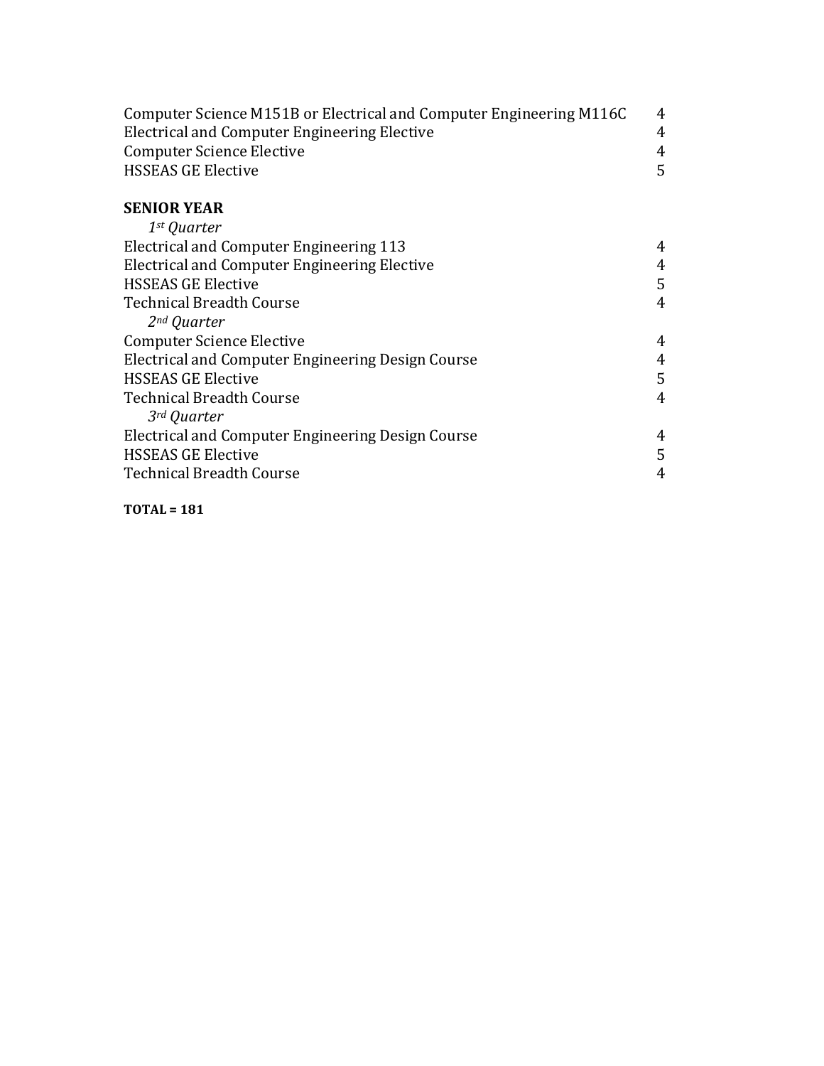| | |
|---|---|
| Computer Science M151B or Electrical and Computer Engineering M116C | 4 |
| Electrical and Computer Engineering Elective | 4 |
| Computer Science Elective | 4 |
| HSSEAS GE Elective | 5 |

**SENIOR YEAR**

| | |
|---|---|
| *1st Quarter* | |
| Electrical and Computer Engineering 113 | 4 |
| Electrical and Computer Engineering Elective | 4 |
| HSSEAS GE Elective | 5 |
| Technical Breadth Course | 4 |
| *2nd Quarter* | |
| Computer Science Elective | 4 |
| Electrical and Computer Engineering Design Course | 4 |
| HSSEAS GE Elective | 5 |
| Technical Breadth Course | 4 |
| *3rd Quarter* | |
| Electrical and Computer Engineering Design Course | 4 |
| HSSEAS GE Elective | 5 |
| Technical Breadth Course | 4 |

**TOTAL = 181**